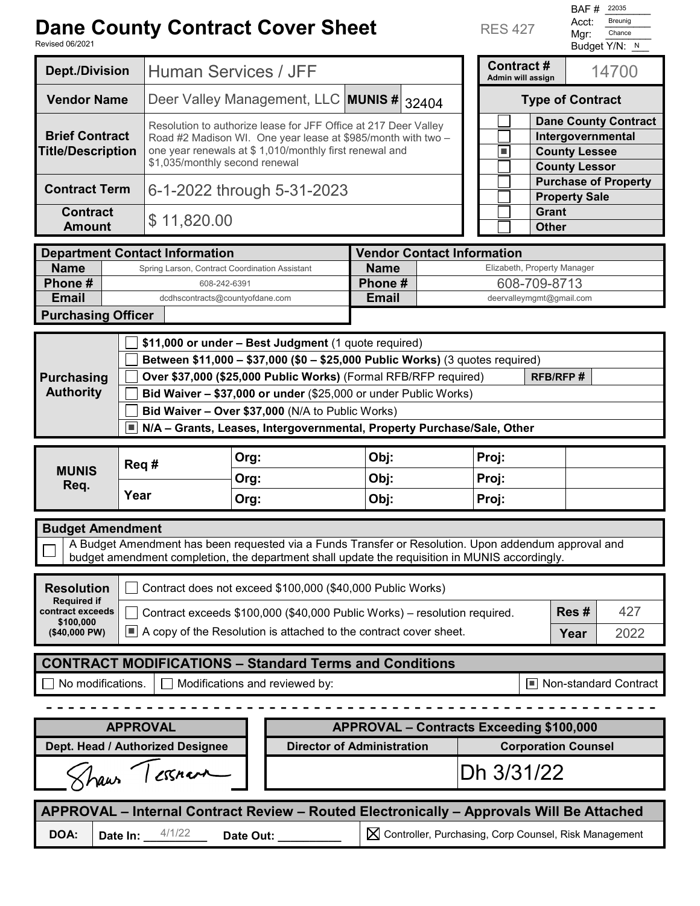BAF # 22035
Acct: Breunig
Mgr: Chance
Budget Y/N: N

# Dane County Contract Cover Sheet

Revised 06/2021

RES 427

| | |
|---|---|
| **Dept./Division** | Human Services / JFF |
| **Vendor Name** | Deer Valley Management, LLC **MUNIS #** 32404 |
| **Brief Contract Title/Description** | Resolution to authorize lease for JFF Office at 217 Deer Valley Road #2 Madison WI. One year lease at $985/month with two – one year renewals at $ 1,010/monthly first renewal and $1,035/monthly second renewal |
| **Contract Term** | 6-1-2022 through 5-31-2023 |
| **Contract Amount** | $ 11,820.00 |

| **Contract #** (Admin will assign) | 14700 |
|---|---|

**Type of Contract**

- ☐ Dane County Contract
- ☐ Intergovernmental
- ■ County Lessee
- ☐ County Lessor
- ☐ Purchase of Property
- ☐ Property Sale
- ☐ Grant
- ☐ Other

| Department Contact Information | | Vendor Contact Information | |
|---|---|---|---|
| **Name** | Spring Larson, Contract Coordination Assistant | **Name** | Elizabeth, Property Manager |
| **Phone #** | 608-242-6391 | **Phone #** | 608-709-8713 |
| **Email** | dcdhscontracts@countyofdane.com | **Email** | deervalleymgmt@gmail.com |
| **Purchasing Officer** | | | |

**Purchasing Authority**

- ☐ **$11,000 or under – Best Judgment** (1 quote required)
- ☐ **Between $11,000 – $37,000 ($0 – $25,000 Public Works)** (3 quotes required)
- ☐ **Over $37,000 ($25,000 Public Works)** (Formal RFB/RFP required) **RFB/RFP #**
- ☐ **Bid Waiver – $37,000 or under** ($25,000 or under Public Works)
- ☐ **Bid Waiver – Over $37,000** (N/A to Public Works)
- ■ **N/A – Grants, Leases, Intergovernmental, Property Purchase/Sale, Other**

| **MUNIS Req.** | | | | |
|---|---|---|---|---|
| **Req #** | **Org:** | **Obj:** | **Proj:** | |
| | **Org:** | **Obj:** | **Proj:** | |
| **Year** | **Org:** | **Obj:** | **Proj:** | |

**Budget Amendment**

☐ A Budget Amendment has been requested via a Funds Transfer or Resolution. Upon addendum approval and budget amendment completion, the department shall update the requisition in MUNIS accordingly.

**Resolution** (Required if contract exceeds $100,000 ($40,000 PW))

- ☐ Contract does not exceed $100,000 ($40,000 Public Works)
- ☐ Contract exceeds $100,000 ($40,000 Public Works) – resolution required. **Res #** 427
- ■ A copy of the Resolution is attached to the contract cover sheet. **Year** 2022

**CONTRACT MODIFICATIONS – Standard Terms and Conditions**

☐ No modifications. ☐ Modifications and reviewed by: ■ Non-standard Contract

| APPROVAL | APPROVAL – Contracts Exceeding $100,000 | |
|---|---|---|
| **Dept. Head / Authorized Designee** | **Director of Administration** | **Corporation Counsel** |
| Shaun Tessmann | | Dh 3/31/22 |

**APPROVAL – Internal Contract Review – Routed Electronically – Approvals Will Be Attached**

**DOA:** Date In: 4/1/22 Date Out: ________ ☒ Controller, Purchasing, Corp Counsel, Risk Management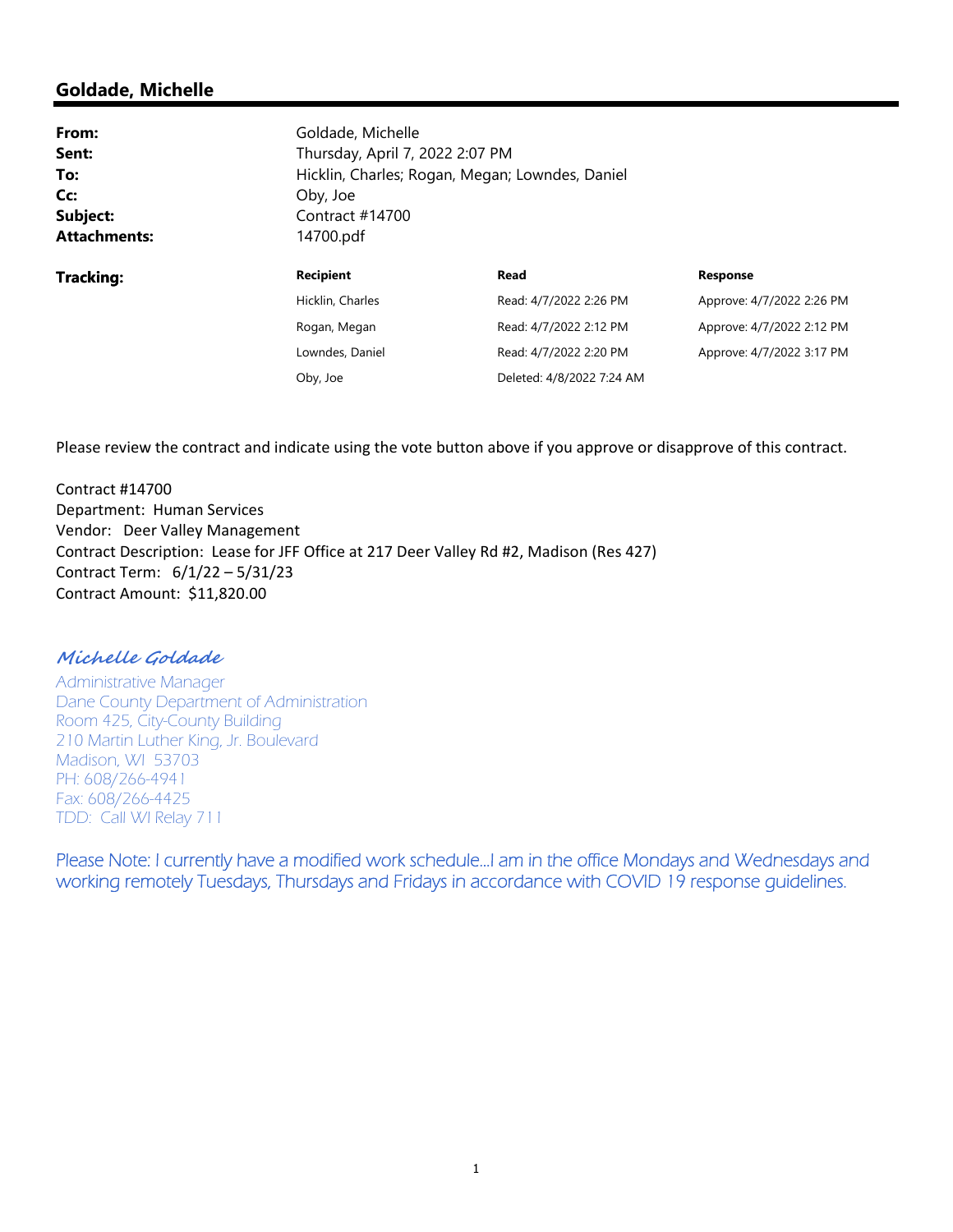## Goldade, Michelle

| | |
|---|---|
| **From:** | Goldade, Michelle |
| **Sent:** | Thursday, April 7, 2022 2:07 PM |
| **To:** | Hicklin, Charles; Rogan, Megan; Lowndes, Daniel |
| **Cc:** | Oby, Joe |
| **Subject:** | Contract #14700 |
| **Attachments:** | 14700.pdf |

**Tracking:**

| Recipient | Read | Response |
|---|---|---|
| Hicklin, Charles | Read: 4/7/2022 2:26 PM | Approve: 4/7/2022 2:26 PM |
| Rogan, Megan | Read: 4/7/2022 2:12 PM | Approve: 4/7/2022 2:12 PM |
| Lowndes, Daniel | Read: 4/7/2022 2:20 PM | Approve: 4/7/2022 3:17 PM |
| Oby, Joe | Deleted: 4/8/2022 7:24 AM | |

Please review the contract and indicate using the vote button above if you approve or disapprove of this contract.

Contract #14700
Department: Human Services
Vendor: Deer Valley Management
Contract Description: Lease for JFF Office at 217 Deer Valley Rd #2, Madison (Res 427)
Contract Term: 6/1/22 – 5/31/23
Contract Amount: $11,820.00

*Michelle Goldade*
Administrative Manager
Dane County Department of Administration
Room 425, City-County Building
210 Martin Luther King, Jr. Boulevard
Madison, WI 53703
PH: 608/266-4941
Fax: 608/266-4425
TDD: Call WI Relay 711

Please Note: I currently have a modified work schedule…I am in the office Mondays and Wednesdays and working remotely Tuesdays, Thursdays and Fridays in accordance with COVID 19 response guidelines.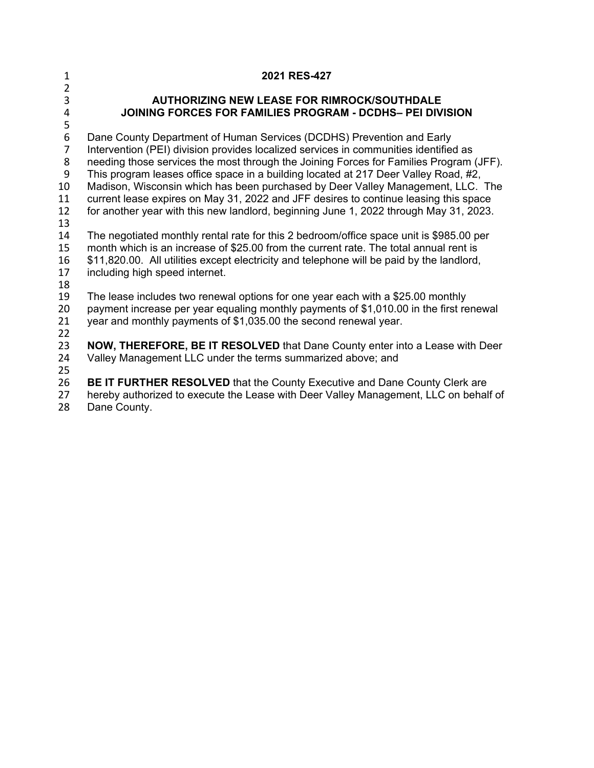# 2021 RES-427

## AUTHORIZING NEW LEASE FOR RIMROCK/SOUTHDALE JOINING FORCES FOR FAMILIES PROGRAM - DCDHS– PEI DIVISION

Dane County Department of Human Services (DCDHS) Prevention and Early Intervention (PEI) division provides localized services in communities identified as needing those services the most through the Joining Forces for Families Program (JFF). This program leases office space in a building located at 217 Deer Valley Road, #2, Madison, Wisconsin which has been purchased by Deer Valley Management, LLC. The current lease expires on May 31, 2022 and JFF desires to continue leasing this space for another year with this new landlord, beginning June 1, 2022 through May 31, 2023.

The negotiated monthly rental rate for this 2 bedroom/office space unit is $985.00 per month which is an increase of $25.00 from the current rate. The total annual rent is $11,820.00. All utilities except electricity and telephone will be paid by the landlord, including high speed internet.

The lease includes two renewal options for one year each with a $25.00 monthly payment increase per year equaling monthly payments of $1,010.00 in the first renewal year and monthly payments of $1,035.00 the second renewal year.

**NOW, THEREFORE, BE IT RESOLVED** that Dane County enter into a Lease with Deer Valley Management LLC under the terms summarized above; and

**BE IT FURTHER RESOLVED** that the County Executive and Dane County Clerk are hereby authorized to execute the Lease with Deer Valley Management, LLC on behalf of Dane County.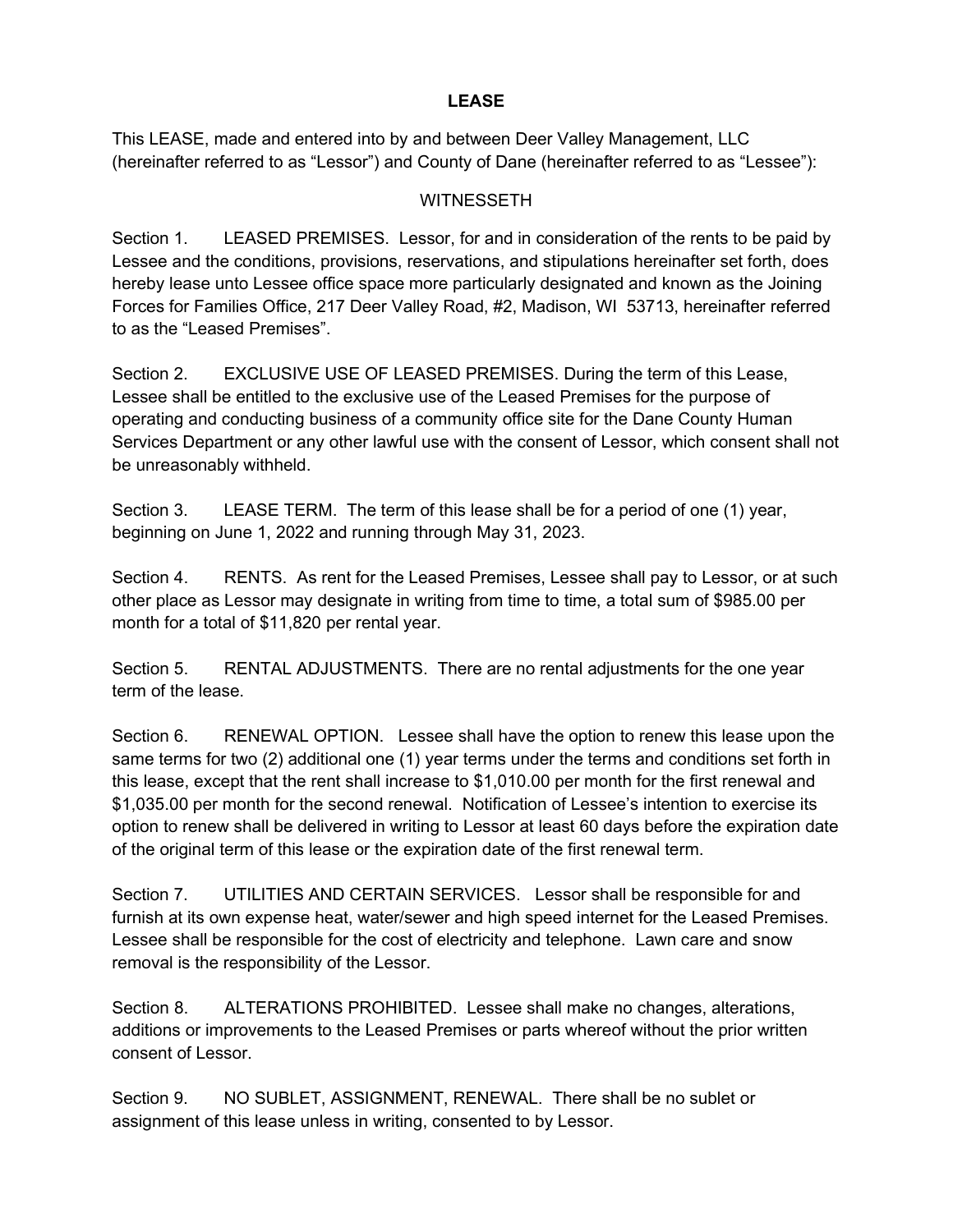# LEASE

This LEASE, made and entered into by and between Deer Valley Management, LLC (hereinafter referred to as "Lessor") and County of Dane (hereinafter referred to as "Lessee"):

WITNESSETH

Section 1. LEASED PREMISES. Lessor, for and in consideration of the rents to be paid by Lessee and the conditions, provisions, reservations, and stipulations hereinafter set forth, does hereby lease unto Lessee office space more particularly designated and known as the Joining Forces for Families Office, 217 Deer Valley Road, #2, Madison, WI 53713, hereinafter referred to as the "Leased Premises".

Section 2. EXCLUSIVE USE OF LEASED PREMISES. During the term of this Lease, Lessee shall be entitled to the exclusive use of the Leased Premises for the purpose of operating and conducting business of a community office site for the Dane County Human Services Department or any other lawful use with the consent of Lessor, which consent shall not be unreasonably withheld.

Section 3. LEASE TERM. The term of this lease shall be for a period of one (1) year, beginning on June 1, 2022 and running through May 31, 2023.

Section 4. RENTS. As rent for the Leased Premises, Lessee shall pay to Lessor, or at such other place as Lessor may designate in writing from time to time, a total sum of $985.00 per month for a total of $11,820 per rental year.

Section 5. RENTAL ADJUSTMENTS. There are no rental adjustments for the one year term of the lease.

Section 6. RENEWAL OPTION. Lessee shall have the option to renew this lease upon the same terms for two (2) additional one (1) year terms under the terms and conditions set forth in this lease, except that the rent shall increase to $1,010.00 per month for the first renewal and $1,035.00 per month for the second renewal. Notification of Lessee's intention to exercise its option to renew shall be delivered in writing to Lessor at least 60 days before the expiration date of the original term of this lease or the expiration date of the first renewal term.

Section 7. UTILITIES AND CERTAIN SERVICES. Lessor shall be responsible for and furnish at its own expense heat, water/sewer and high speed internet for the Leased Premises. Lessee shall be responsible for the cost of electricity and telephone. Lawn care and snow removal is the responsibility of the Lessor.

Section 8. ALTERATIONS PROHIBITED. Lessee shall make no changes, alterations, additions or improvements to the Leased Premises or parts whereof without the prior written consent of Lessor.

Section 9. NO SUBLET, ASSIGNMENT, RENEWAL. There shall be no sublet or assignment of this lease unless in writing, consented to by Lessor.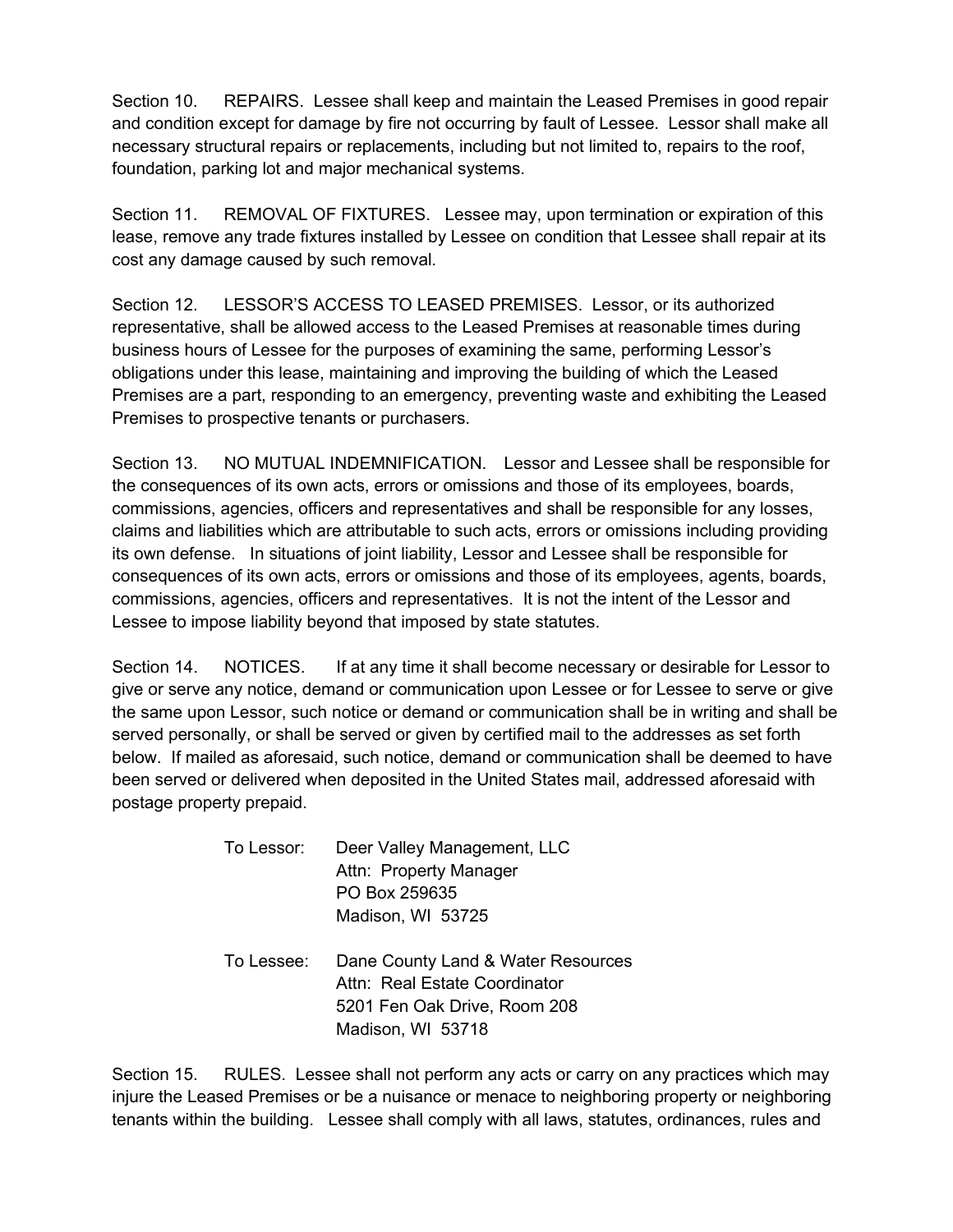Section 10. REPAIRS. Lessee shall keep and maintain the Leased Premises in good repair and condition except for damage by fire not occurring by fault of Lessee. Lessor shall make all necessary structural repairs or replacements, including but not limited to, repairs to the roof, foundation, parking lot and major mechanical systems.

Section 11. REMOVAL OF FIXTURES. Lessee may, upon termination or expiration of this lease, remove any trade fixtures installed by Lessee on condition that Lessee shall repair at its cost any damage caused by such removal.

Section 12. LESSOR'S ACCESS TO LEASED PREMISES. Lessor, or its authorized representative, shall be allowed access to the Leased Premises at reasonable times during business hours of Lessee for the purposes of examining the same, performing Lessor's obligations under this lease, maintaining and improving the building of which the Leased Premises are a part, responding to an emergency, preventing waste and exhibiting the Leased Premises to prospective tenants or purchasers.

Section 13. NO MUTUAL INDEMNIFICATION. Lessor and Lessee shall be responsible for the consequences of its own acts, errors or omissions and those of its employees, boards, commissions, agencies, officers and representatives and shall be responsible for any losses, claims and liabilities which are attributable to such acts, errors or omissions including providing its own defense. In situations of joint liability, Lessor and Lessee shall be responsible for consequences of its own acts, errors or omissions and those of its employees, agents, boards, commissions, agencies, officers and representatives. It is not the intent of the Lessor and Lessee to impose liability beyond that imposed by state statutes.

Section 14. NOTICES. If at any time it shall become necessary or desirable for Lessor to give or serve any notice, demand or communication upon Lessee or for Lessee to serve or give the same upon Lessor, such notice or demand or communication shall be in writing and shall be served personally, or shall be served or given by certified mail to the addresses as set forth below. If mailed as aforesaid, such notice, demand or communication shall be deemed to have been served or delivered when deposited in the United States mail, addressed aforesaid with postage property prepaid.

To Lessor: Deer Valley Management, LLC
Attn: Property Manager
PO Box 259635
Madison, WI 53725

To Lessee: Dane County Land & Water Resources
Attn: Real Estate Coordinator
5201 Fen Oak Drive, Room 208
Madison, WI 53718

Section 15. RULES. Lessee shall not perform any acts or carry on any practices which may injure the Leased Premises or be a nuisance or menace to neighboring property or neighboring tenants within the building. Lessee shall comply with all laws, statutes, ordinances, rules and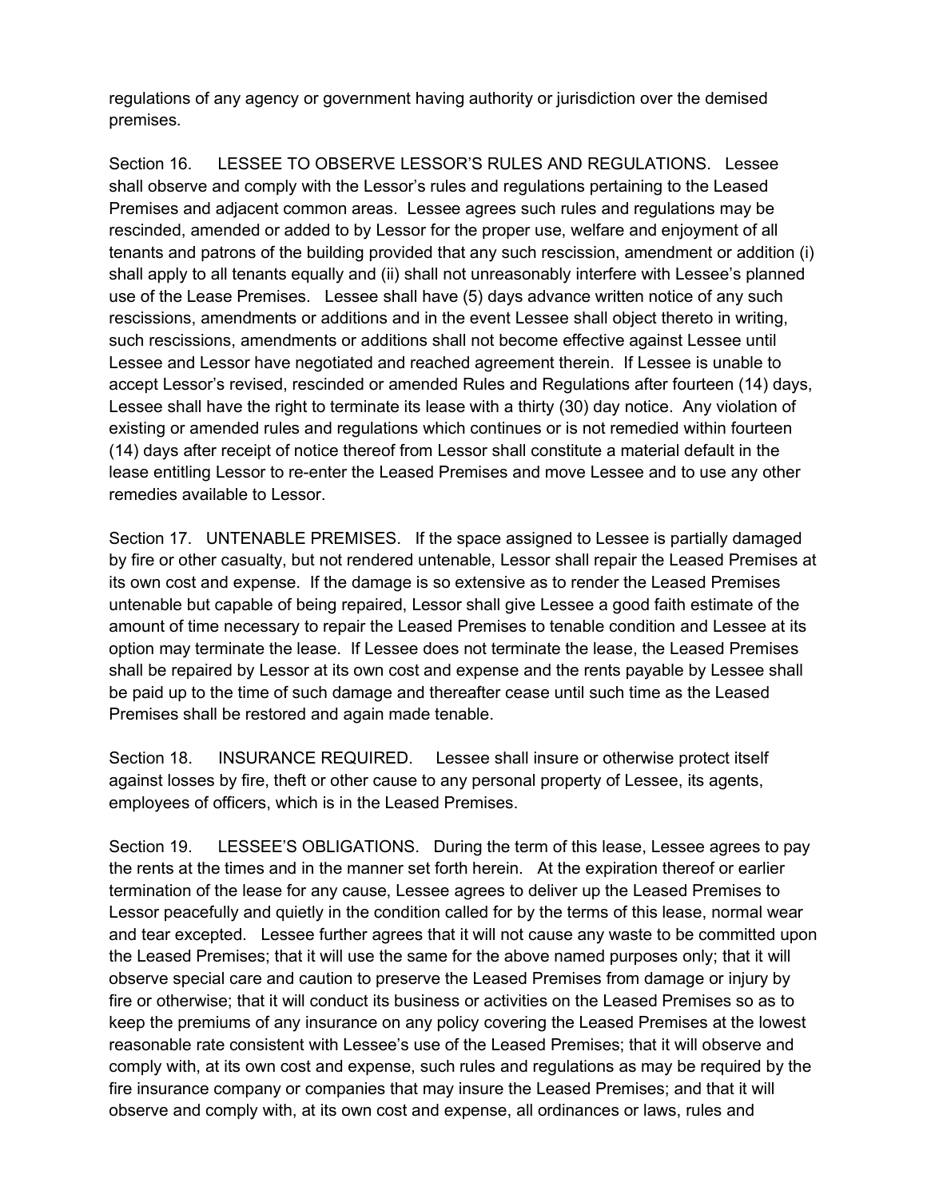regulations of any agency or government having authority or jurisdiction over the demised premises.

Section 16. LESSEE TO OBSERVE LESSOR'S RULES AND REGULATIONS. Lessee shall observe and comply with the Lessor's rules and regulations pertaining to the Leased Premises and adjacent common areas. Lessee agrees such rules and regulations may be rescinded, amended or added to by Lessor for the proper use, welfare and enjoyment of all tenants and patrons of the building provided that any such rescission, amendment or addition (i) shall apply to all tenants equally and (ii) shall not unreasonably interfere with Lessee's planned use of the Lease Premises. Lessee shall have (5) days advance written notice of any such rescissions, amendments or additions and in the event Lessee shall object thereto in writing, such rescissions, amendments or additions shall not become effective against Lessee until Lessee and Lessor have negotiated and reached agreement therein. If Lessee is unable to accept Lessor's revised, rescinded or amended Rules and Regulations after fourteen (14) days, Lessee shall have the right to terminate its lease with a thirty (30) day notice. Any violation of existing or amended rules and regulations which continues or is not remedied within fourteen (14) days after receipt of notice thereof from Lessor shall constitute a material default in the lease entitling Lessor to re-enter the Leased Premises and move Lessee and to use any other remedies available to Lessor.

Section 17. UNTENABLE PREMISES. If the space assigned to Lessee is partially damaged by fire or other casualty, but not rendered untenable, Lessor shall repair the Leased Premises at its own cost and expense. If the damage is so extensive as to render the Leased Premises untenable but capable of being repaired, Lessor shall give Lessee a good faith estimate of the amount of time necessary to repair the Leased Premises to tenable condition and Lessee at its option may terminate the lease. If Lessee does not terminate the lease, the Leased Premises shall be repaired by Lessor at its own cost and expense and the rents payable by Lessee shall be paid up to the time of such damage and thereafter cease until such time as the Leased Premises shall be restored and again made tenable.

Section 18. INSURANCE REQUIRED. Lessee shall insure or otherwise protect itself against losses by fire, theft or other cause to any personal property of Lessee, its agents, employees of officers, which is in the Leased Premises.

Section 19. LESSEE'S OBLIGATIONS. During the term of this lease, Lessee agrees to pay the rents at the times and in the manner set forth herein. At the expiration thereof or earlier termination of the lease for any cause, Lessee agrees to deliver up the Leased Premises to Lessor peacefully and quietly in the condition called for by the terms of this lease, normal wear and tear excepted. Lessee further agrees that it will not cause any waste to be committed upon the Leased Premises; that it will use the same for the above named purposes only; that it will observe special care and caution to preserve the Leased Premises from damage or injury by fire or otherwise; that it will conduct its business or activities on the Leased Premises so as to keep the premiums of any insurance on any policy covering the Leased Premises at the lowest reasonable rate consistent with Lessee's use of the Leased Premises; that it will observe and comply with, at its own cost and expense, such rules and regulations as may be required by the fire insurance company or companies that may insure the Leased Premises; and that it will observe and comply with, at its own cost and expense, all ordinances or laws, rules and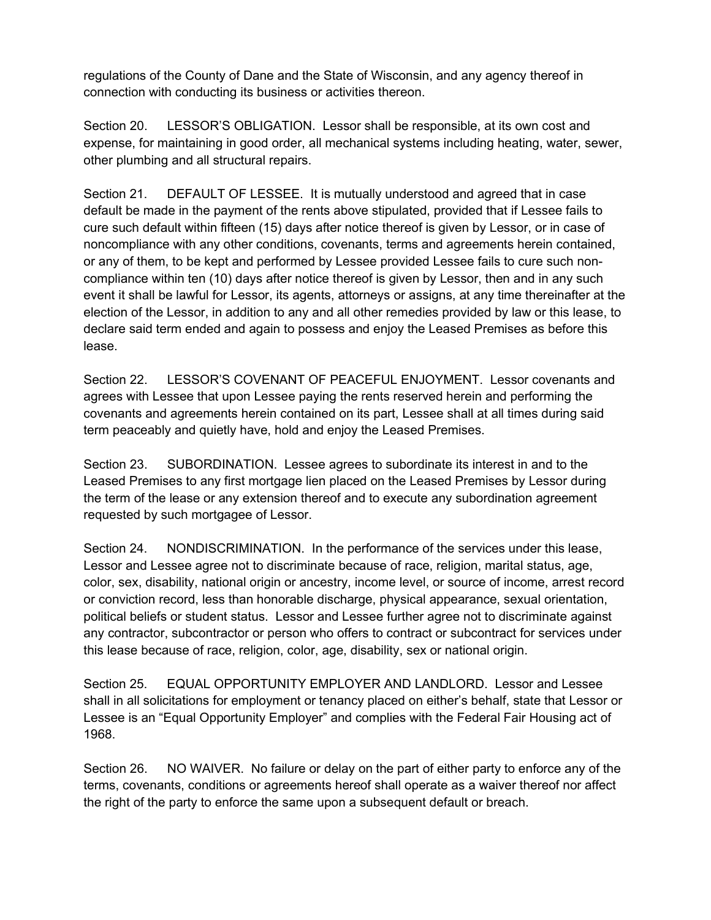regulations of the County of Dane and the State of Wisconsin, and any agency thereof in connection with conducting its business or activities thereon.

Section 20. LESSOR'S OBLIGATION. Lessor shall be responsible, at its own cost and expense, for maintaining in good order, all mechanical systems including heating, water, sewer, other plumbing and all structural repairs.

Section 21. DEFAULT OF LESSEE. It is mutually understood and agreed that in case default be made in the payment of the rents above stipulated, provided that if Lessee fails to cure such default within fifteen (15) days after notice thereof is given by Lessor, or in case of noncompliance with any other conditions, covenants, terms and agreements herein contained, or any of them, to be kept and performed by Lessee provided Lessee fails to cure such non-compliance within ten (10) days after notice thereof is given by Lessor, then and in any such event it shall be lawful for Lessor, its agents, attorneys or assigns, at any time thereinafter at the election of the Lessor, in addition to any and all other remedies provided by law or this lease, to declare said term ended and again to possess and enjoy the Leased Premises as before this lease.

Section 22. LESSOR'S COVENANT OF PEACEFUL ENJOYMENT. Lessor covenants and agrees with Lessee that upon Lessee paying the rents reserved herein and performing the covenants and agreements herein contained on its part, Lessee shall at all times during said term peaceably and quietly have, hold and enjoy the Leased Premises.

Section 23. SUBORDINATION. Lessee agrees to subordinate its interest in and to the Leased Premises to any first mortgage lien placed on the Leased Premises by Lessor during the term of the lease or any extension thereof and to execute any subordination agreement requested by such mortgagee of Lessor.

Section 24. NONDISCRIMINATION. In the performance of the services under this lease, Lessor and Lessee agree not to discriminate because of race, religion, marital status, age, color, sex, disability, national origin or ancestry, income level, or source of income, arrest record or conviction record, less than honorable discharge, physical appearance, sexual orientation, political beliefs or student status. Lessor and Lessee further agree not to discriminate against any contractor, subcontractor or person who offers to contract or subcontract for services under this lease because of race, religion, color, age, disability, sex or national origin.

Section 25. EQUAL OPPORTUNITY EMPLOYER AND LANDLORD. Lessor and Lessee shall in all solicitations for employment or tenancy placed on either's behalf, state that Lessor or Lessee is an "Equal Opportunity Employer" and complies with the Federal Fair Housing act of 1968.

Section 26. NO WAIVER. No failure or delay on the part of either party to enforce any of the terms, covenants, conditions or agreements hereof shall operate as a waiver thereof nor affect the right of the party to enforce the same upon a subsequent default or breach.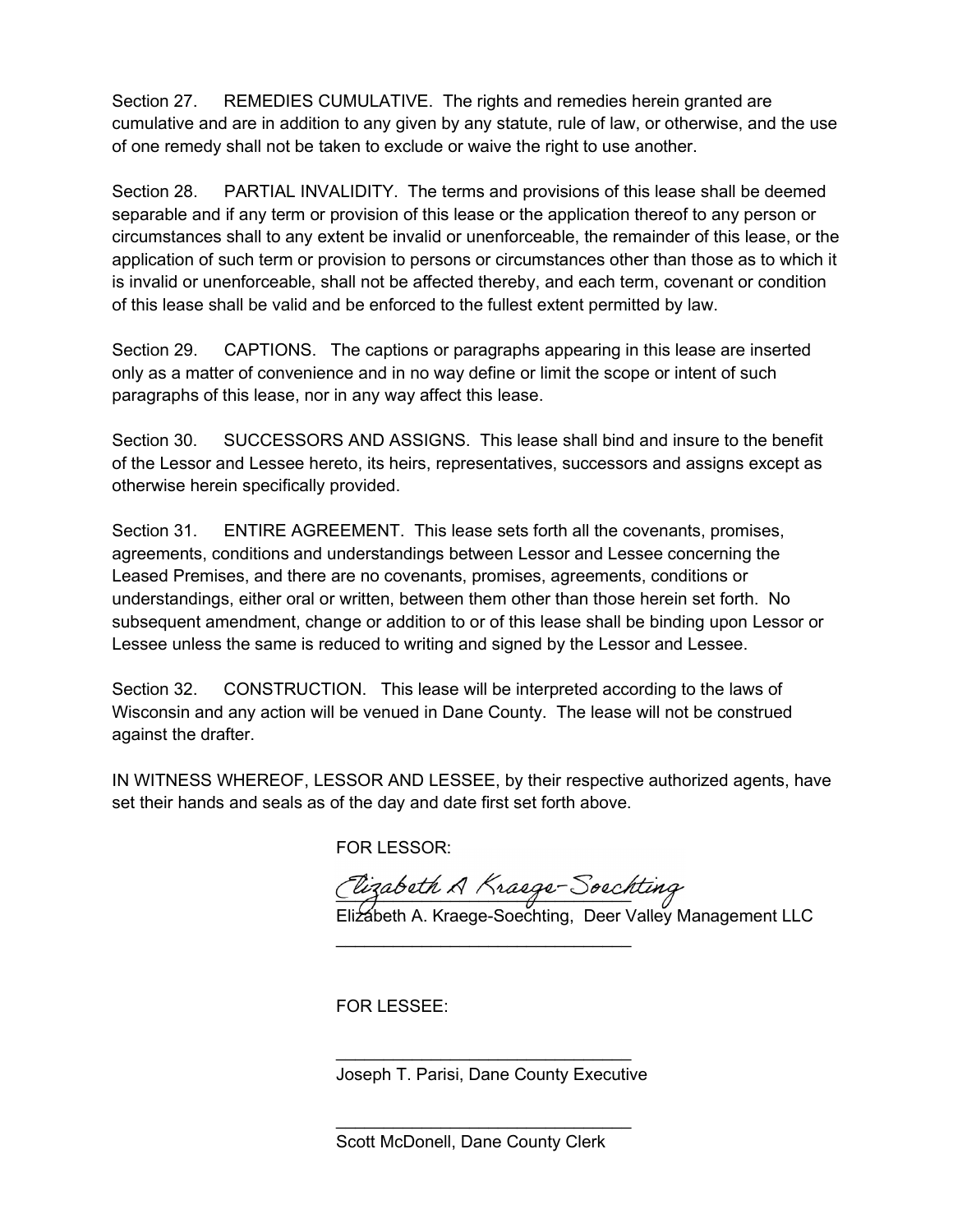Section 27. REMEDIES CUMULATIVE. The rights and remedies herein granted are cumulative and are in addition to any given by any statute, rule of law, or otherwise, and the use of one remedy shall not be taken to exclude or waive the right to use another.

Section 28. PARTIAL INVALIDITY. The terms and provisions of this lease shall be deemed separable and if any term or provision of this lease or the application thereof to any person or circumstances shall to any extent be invalid or unenforceable, the remainder of this lease, or the application of such term or provision to persons or circumstances other than those as to which it is invalid or unenforceable, shall not be affected thereby, and each term, covenant or condition of this lease shall be valid and be enforced to the fullest extent permitted by law.

Section 29. CAPTIONS. The captions or paragraphs appearing in this lease are inserted only as a matter of convenience and in no way define or limit the scope or intent of such paragraphs of this lease, nor in any way affect this lease.

Section 30. SUCCESSORS AND ASSIGNS. This lease shall bind and insure to the benefit of the Lessor and Lessee hereto, its heirs, representatives, successors and assigns except as otherwise herein specifically provided.

Section 31. ENTIRE AGREEMENT. This lease sets forth all the covenants, promises, agreements, conditions and understandings between Lessor and Lessee concerning the Leased Premises, and there are no covenants, promises, agreements, conditions or understandings, either oral or written, between them other than those herein set forth. No subsequent amendment, change or addition to or of this lease shall be binding upon Lessor or Lessee unless the same is reduced to writing and signed by the Lessor and Lessee.

Section 32. CONSTRUCTION. This lease will be interpreted according to the laws of Wisconsin and any action will be venued in Dane County. The lease will not be construed against the drafter.

IN WITNESS WHEREOF, LESSOR AND LESSEE, by their respective authorized agents, have set their hands and seals as of the day and date first set forth above.

FOR LESSOR:

Elizabeth A Kraege-Soechting
_______________________________
Elizabeth A. Kraege-Soechting, Deer Valley Management LLC

_______________________________

FOR LESSEE:

_______________________________
Joseph T. Parisi, Dane County Executive

_______________________________
Scott McDonell, Dane County Clerk